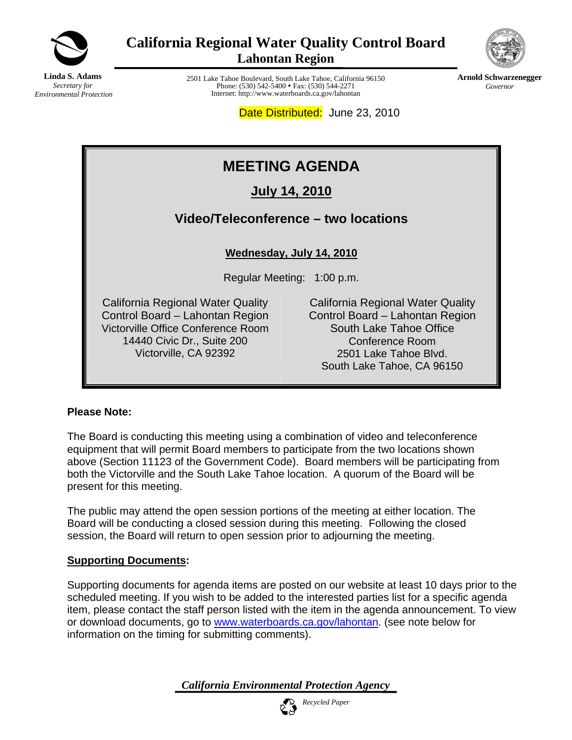**Linda S. Adams**
*Secretary for Environmental Protection*

# California Regional Water Quality Control Board
## Lahontan Region

2501 Lake Tahoe Boulevard, South Lake Tahoe, California 96150
Phone: (530) 542-5400 • Fax: (530) 544-2271
Internet: http://www.waterboards.ca.gov/lahontan

**Arnold Schwarzenegger**
*Governor*

Date Distributed: June 23, 2010

# MEETING AGENDA

## July 14, 2010

## Video/Teleconference – two locations

**Wednesday, July 14, 2010**

Regular Meeting: 1:00 p.m.

California Regional Water Quality Control Board – Lahontan Region
Victorville Office Conference Room
14440 Civic Dr., Suite 200
Victorville, CA 92392

California Regional Water Quality Control Board – Lahontan Region
South Lake Tahoe Office
Conference Room
2501 Lake Tahoe Blvd.
South Lake Tahoe, CA 96150

**Please Note:**

The Board is conducting this meeting using a combination of video and teleconference equipment that will permit Board members to participate from the two locations shown above (Section 11123 of the Government Code). Board members will be participating from both the Victorville and the South Lake Tahoe location. A quorum of the Board will be present for this meeting.

The public may attend the open session portions of the meeting at either location. The Board will be conducting a closed session during this meeting. Following the closed session, the Board will return to open session prior to adjourning the meeting.

**Supporting Documents:**

Supporting documents for agenda items are posted on our website at least 10 days prior to the scheduled meeting. If you wish to be added to the interested parties list for a specific agenda item, please contact the staff person listed with the item in the agenda announcement. To view or download documents, go to www.waterboards.ca.gov/lahontan. (see note below for information on the timing for submitting comments).

*California Environmental Protection Agency*

*Recycled Paper*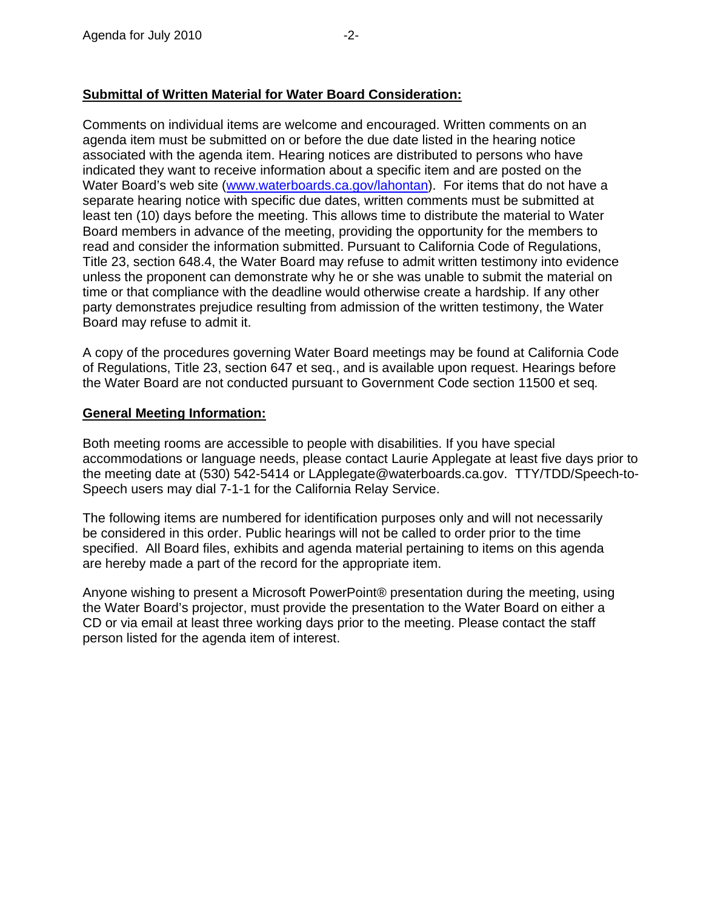**Submittal of Written Material for Water Board Consideration:**

Comments on individual items are welcome and encouraged. Written comments on an agenda item must be submitted on or before the due date listed in the hearing notice associated with the agenda item. Hearing notices are distributed to persons who have indicated they want to receive information about a specific item and are posted on the Water Board's web site (www.waterboards.ca.gov/lahontan). For items that do not have a separate hearing notice with specific due dates, written comments must be submitted at least ten (10) days before the meeting. This allows time to distribute the material to Water Board members in advance of the meeting, providing the opportunity for the members to read and consider the information submitted. Pursuant to California Code of Regulations, Title 23, section 648.4, the Water Board may refuse to admit written testimony into evidence unless the proponent can demonstrate why he or she was unable to submit the material on time or that compliance with the deadline would otherwise create a hardship. If any other party demonstrates prejudice resulting from admission of the written testimony, the Water Board may refuse to admit it.

A copy of the procedures governing Water Board meetings may be found at California Code of Regulations, Title 23, section 647 et seq., and is available upon request. Hearings before the Water Board are not conducted pursuant to Government Code section 11500 et seq*.*

**General Meeting Information:**

Both meeting rooms are accessible to people with disabilities. If you have special accommodations or language needs, please contact Laurie Applegate at least five days prior to the meeting date at (530) 542-5414 or LApplegate@waterboards.ca.gov. TTY/TDD/Speech-to-Speech users may dial 7-1-1 for the California Relay Service.

The following items are numbered for identification purposes only and will not necessarily be considered in this order. Public hearings will not be called to order prior to the time specified. All Board files, exhibits and agenda material pertaining to items on this agenda are hereby made a part of the record for the appropriate item.

Anyone wishing to present a Microsoft PowerPoint® presentation during the meeting, using the Water Board's projector, must provide the presentation to the Water Board on either a CD or via email at least three working days prior to the meeting. Please contact the staff person listed for the agenda item of interest.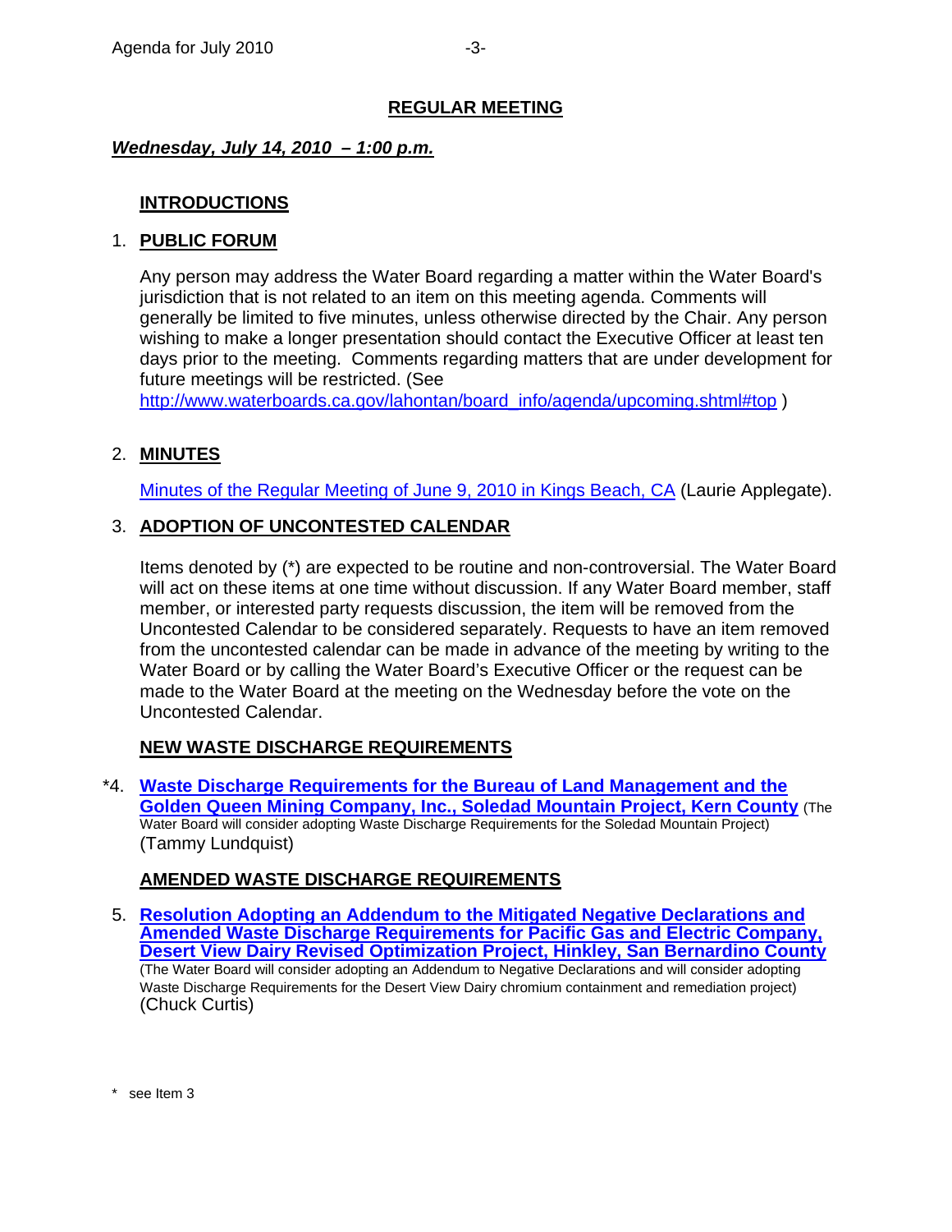## REGULAR MEETING

***Wednesday, July 14, 2010 – 1:00 p.m.***

**INTRODUCTIONS**

1. **PUBLIC FORUM**

   Any person may address the Water Board regarding a matter within the Water Board's jurisdiction that is not related to an item on this meeting agenda. Comments will generally be limited to five minutes, unless otherwise directed by the Chair. Any person wishing to make a longer presentation should contact the Executive Officer at least ten days prior to the meeting. Comments regarding matters that are under development for future meetings will be restricted. (See http://www.waterboards.ca.gov/lahontan/board_info/agenda/upcoming.shtml#top )

2. **MINUTES**

   Minutes of the Regular Meeting of June 9, 2010 in Kings Beach, CA (Laurie Applegate).

3. **ADOPTION OF UNCONTESTED CALENDAR**

   Items denoted by (*) are expected to be routine and non-controversial. The Water Board will act on these items at one time without discussion. If any Water Board member, staff member, or interested party requests discussion, the item will be removed from the Uncontested Calendar to be considered separately. Requests to have an item removed from the uncontested calendar can be made in advance of the meeting by writing to the Water Board or by calling the Water Board's Executive Officer or the request can be made to the Water Board at the meeting on the Wednesday before the vote on the Uncontested Calendar.

**NEW WASTE DISCHARGE REQUIREMENTS**

*4. **Waste Discharge Requirements for the Bureau of Land Management and the Golden Queen Mining Company, Inc., Soledad Mountain Project, Kern County** (The Water Board will consider adopting Waste Discharge Requirements for the Soledad Mountain Project) (Tammy Lundquist)

**AMENDED WASTE DISCHARGE REQUIREMENTS**

5. **Resolution Adopting an Addendum to the Mitigated Negative Declarations and Amended Waste Discharge Requirements for Pacific Gas and Electric Company, Desert View Dairy Revised Optimization Project, Hinkley, San Bernardino County** (The Water Board will consider adopting an Addendum to Negative Declarations and will consider adopting Waste Discharge Requirements for the Desert View Dairy chromium containment and remediation project) (Chuck Curtis)

\* see Item 3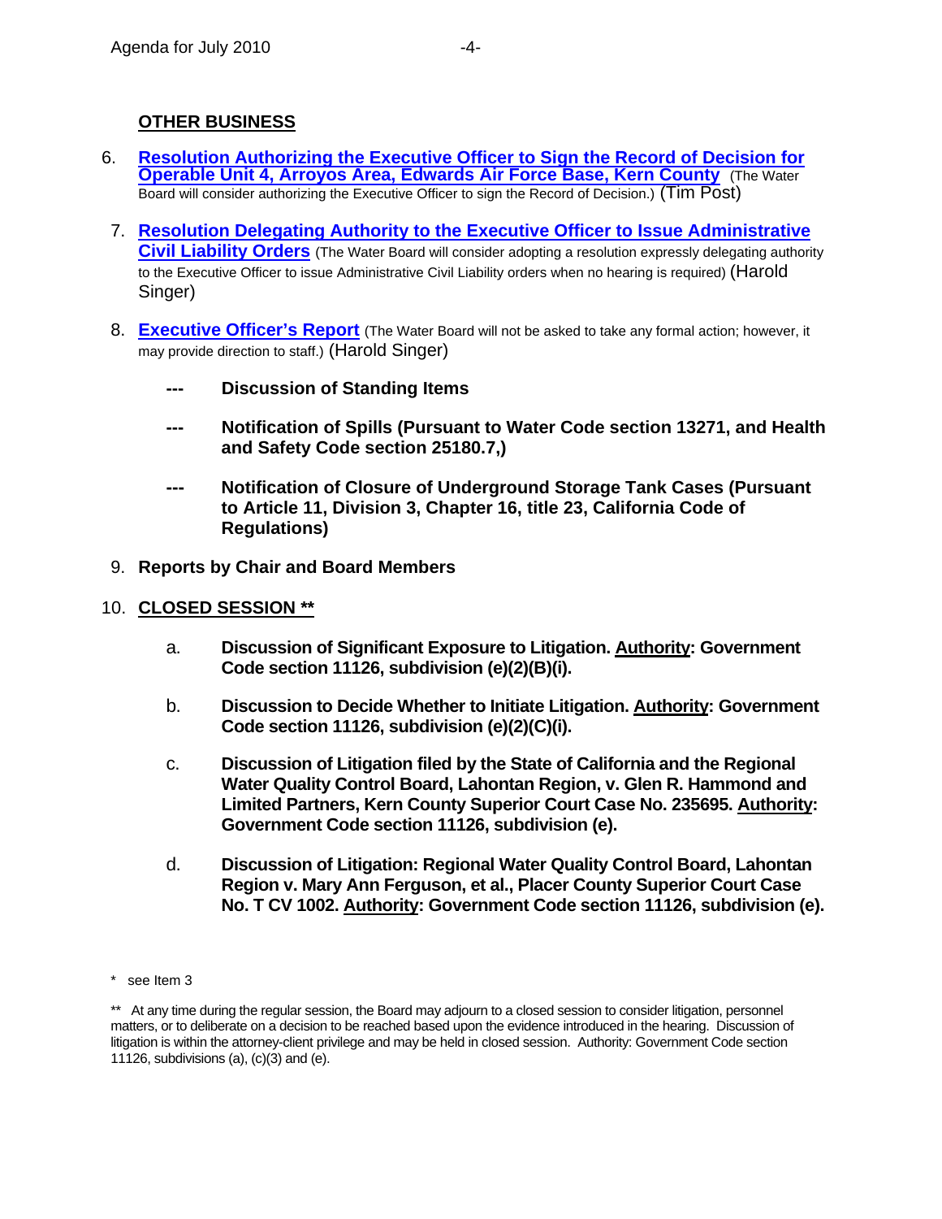## OTHER BUSINESS

6. **Resolution Authorizing the Executive Officer to Sign the Record of Decision for Operable Unit 4, Arroyos Area, Edwards Air Force Base, Kern County** (The Water Board will consider authorizing the Executive Officer to sign the Record of Decision.) (Tim Post)

7. **Resolution Delegating Authority to the Executive Officer to Issue Administrative Civil Liability Orders** (The Water Board will consider adopting a resolution expressly delegating authority to the Executive Officer to issue Administrative Civil Liability orders when no hearing is required) (Harold Singer)

8. **Executive Officer's Report** (The Water Board will not be asked to take any formal action; however, it may provide direction to staff.) (Harold Singer)

   **---** **Discussion of Standing Items**

   **---** **Notification of Spills (Pursuant to Water Code section 13271, and Health and Safety Code section 25180.7,)**

   **---** **Notification of Closure of Underground Storage Tank Cases (Pursuant to Article 11, Division 3, Chapter 16, title 23, California Code of Regulations)**

9. **Reports by Chair and Board Members**

10. **CLOSED SESSION** **

    a. **Discussion of Significant Exposure to Litigation. Authority: Government Code section 11126, subdivision (e)(2)(B)(i).**

    b. **Discussion to Decide Whether to Initiate Litigation. Authority: Government Code section 11126, subdivision (e)(2)(C)(i).**

    c. **Discussion of Litigation filed by the State of California and the Regional Water Quality Control Board, Lahontan Region, v. Glen R. Hammond and Limited Partners, Kern County Superior Court Case No. 235695. Authority: Government Code section 11126, subdivision (e).**

    d. **Discussion of Litigation: Regional Water Quality Control Board, Lahontan Region v. Mary Ann Ferguson, et al., Placer County Superior Court Case No. T CV 1002. Authority: Government Code section 11126, subdivision (e).**

---

\* see Item 3

** At any time during the regular session, the Board may adjourn to a closed session to consider litigation, personnel matters, or to deliberate on a decision to be reached based upon the evidence introduced in the hearing. Discussion of litigation is within the attorney-client privilege and may be held in closed session. Authority: Government Code section 11126, subdivisions (a), (c)(3) and (e).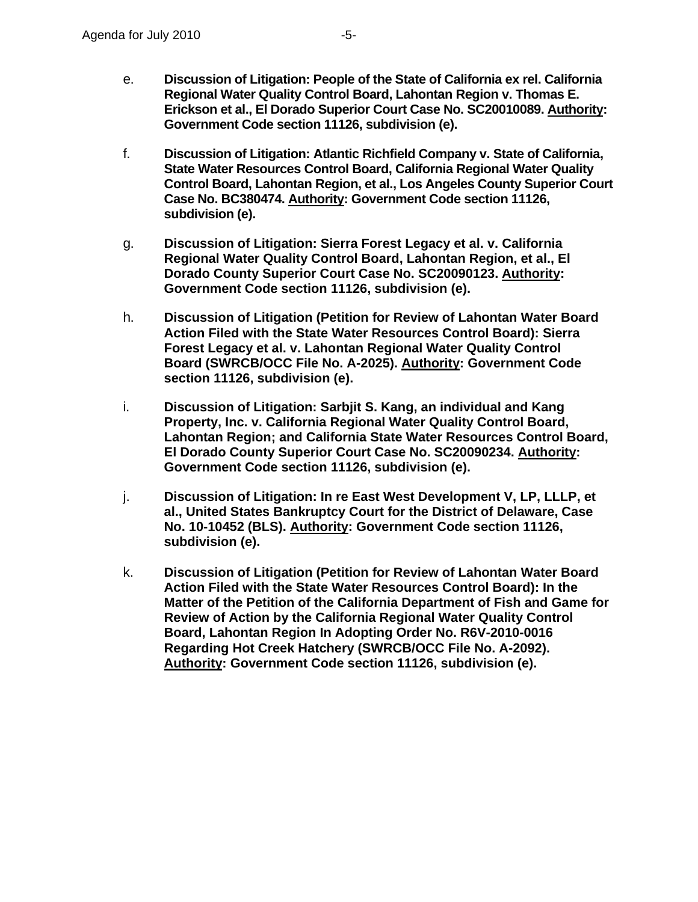e. **Discussion of Litigation: People of the State of California ex rel. California Regional Water Quality Control Board, Lahontan Region v. Thomas E. Erickson et al., El Dorado Superior Court Case No. SC20010089. <u>Authority</u>: Government Code section 11126, subdivision (e).**

f. **Discussion of Litigation: Atlantic Richfield Company v. State of California, State Water Resources Control Board, California Regional Water Quality Control Board, Lahontan Region, et al., Los Angeles County Superior Court Case No. BC380474. <u>Authority</u>: Government Code section 11126, subdivision (e).**

g. **Discussion of Litigation: Sierra Forest Legacy et al. v. California Regional Water Quality Control Board, Lahontan Region, et al., El Dorado County Superior Court Case No. SC20090123. <u>Authority</u>: Government Code section 11126, subdivision (e).**

h. **Discussion of Litigation (Petition for Review of Lahontan Water Board Action Filed with the State Water Resources Control Board): Sierra Forest Legacy et al. v. Lahontan Regional Water Quality Control Board (SWRCB/OCC File No. A-2025). <u>Authority</u>: Government Code section 11126, subdivision (e).**

i. **Discussion of Litigation: Sarbjit S. Kang, an individual and Kang Property, Inc. v. California Regional Water Quality Control Board, Lahontan Region; and California State Water Resources Control Board, El Dorado County Superior Court Case No. SC20090234. <u>Authority</u>: Government Code section 11126, subdivision (e).**

j. **Discussion of Litigation: In re East West Development V, LP, LLLP, et al., United States Bankruptcy Court for the District of Delaware, Case No. 10-10452 (BLS). <u>Authority</u>: Government Code section 11126, subdivision (e).**

k. **Discussion of Litigation (Petition for Review of Lahontan Water Board Action Filed with the State Water Resources Control Board): In the Matter of the Petition of the California Department of Fish and Game for Review of Action by the California Regional Water Quality Control Board, Lahontan Region In Adopting Order No. R6V-2010-0016 Regarding Hot Creek Hatchery (SWRCB/OCC File No. A-2092). <u>Authority</u>: Government Code section 11126, subdivision (e).**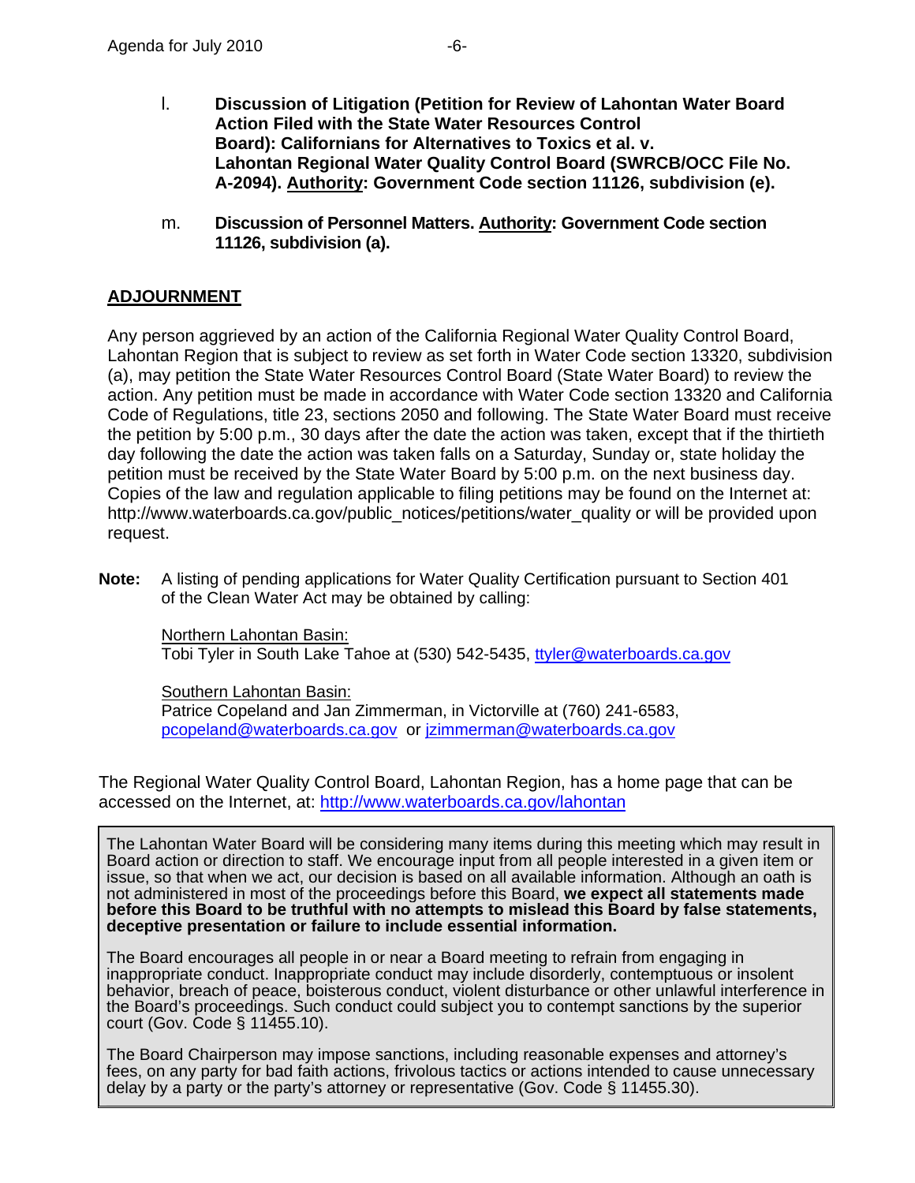l. **Discussion of Litigation (Petition for Review of Lahontan Water Board Action Filed with the State Water Resources Control Board): Californians for Alternatives to Toxics et al. v. Lahontan Regional Water Quality Control Board (SWRCB/OCC File No. A-2094). Authority: Government Code section 11126, subdivision (e).**

m. **Discussion of Personnel Matters. Authority: Government Code section 11126, subdivision (a).**

## ADJOURNMENT

Any person aggrieved by an action of the California Regional Water Quality Control Board, Lahontan Region that is subject to review as set forth in Water Code section 13320, subdivision (a), may petition the State Water Resources Control Board (State Water Board) to review the action. Any petition must be made in accordance with Water Code section 13320 and California Code of Regulations, title 23, sections 2050 and following. The State Water Board must receive the petition by 5:00 p.m., 30 days after the date the action was taken, except that if the thirtieth day following the date the action was taken falls on a Saturday, Sunday or, state holiday the petition must be received by the State Water Board by 5:00 p.m. on the next business day. Copies of the law and regulation applicable to filing petitions may be found on the Internet at: http://www.waterboards.ca.gov/public_notices/petitions/water_quality or will be provided upon request.

**Note:** A listing of pending applications for Water Quality Certification pursuant to Section 401 of the Clean Water Act may be obtained by calling:

Northern Lahontan Basin:
Tobi Tyler in South Lake Tahoe at (530) 542-5435, ttyler@waterboards.ca.gov

Southern Lahontan Basin:
Patrice Copeland and Jan Zimmerman, in Victorville at (760) 241-6583, pcopeland@waterboards.ca.gov or jzimmerman@waterboards.ca.gov

The Regional Water Quality Control Board, Lahontan Region, has a home page that can be accessed on the Internet, at: http://www.waterboards.ca.gov/lahontan

The Lahontan Water Board will be considering many items during this meeting which may result in Board action or direction to staff. We encourage input from all people interested in a given item or issue, so that when we act, our decision is based on all available information. Although an oath is not administered in most of the proceedings before this Board, **we expect all statements made before this Board to be truthful with no attempts to mislead this Board by false statements, deceptive presentation or failure to include essential information.**

The Board encourages all people in or near a Board meeting to refrain from engaging in inappropriate conduct. Inappropriate conduct may include disorderly, contemptuous or insolent behavior, breach of peace, boisterous conduct, violent disturbance or other unlawful interference in the Board's proceedings. Such conduct could subject you to contempt sanctions by the superior court (Gov. Code § 11455.10).

The Board Chairperson may impose sanctions, including reasonable expenses and attorney's fees, on any party for bad faith actions, frivolous tactics or actions intended to cause unnecessary delay by a party or the party's attorney or representative (Gov. Code § 11455.30).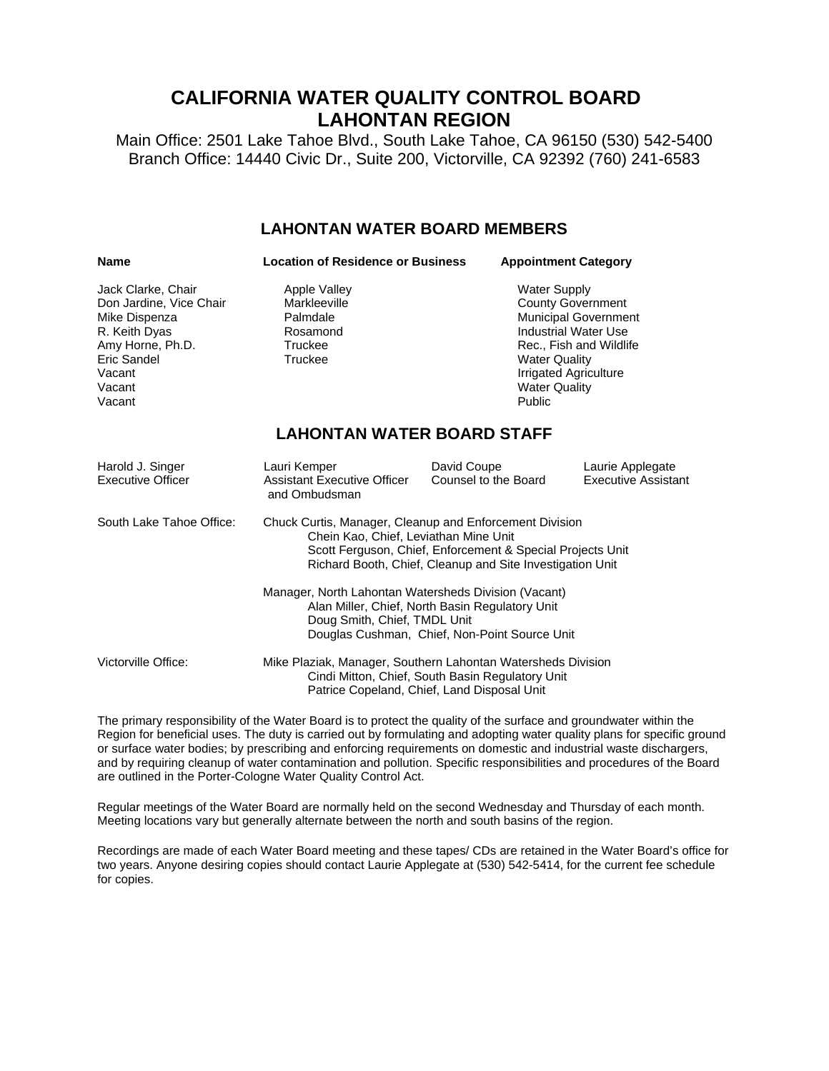# CALIFORNIA WATER QUALITY CONTROL BOARD
# LAHONTAN REGION

Main Office: 2501 Lake Tahoe Blvd., South Lake Tahoe, CA 96150 (530) 542-5400
Branch Office: 14440 Civic Dr., Suite 200, Victorville, CA 92392 (760) 241-6583

## LAHONTAN WATER BOARD MEMBERS

| Name | Location of Residence or Business | Appointment Category |
|---|---|---|
| Jack Clarke, Chair | Apple Valley | Water Supply |
| Don Jardine, Vice Chair | Markleeville | County Government |
| Mike Dispenza | Palmdale | Municipal Government |
| R. Keith Dyas | Rosamond | Industrial Water Use |
| Amy Horne, Ph.D. | Truckee | Rec., Fish and Wildlife |
| Eric Sandel | Truckee | Water Quality |
| Vacant | | Irrigated Agriculture |
| Vacant | | Water Quality |
| Vacant | | Public |

## LAHONTAN WATER BOARD STAFF

| Harold J. Singer | Lauri Kemper | David Coupe | Laurie Applegate |
|---|---|---|---|
| Executive Officer | Assistant Executive Officer and Ombudsman | Counsel to the Board | Executive Assistant |

South Lake Tahoe Office:

- Chuck Curtis, Manager, Cleanup and Enforcement Division
  - Chein Kao, Chief, Leviathan Mine Unit
  - Scott Ferguson, Chief, Enforcement & Special Projects Unit
  - Richard Booth, Chief, Cleanup and Site Investigation Unit
- Manager, North Lahontan Watersheds Division (Vacant)
  - Alan Miller, Chief, North Basin Regulatory Unit
  - Doug Smith, Chief, TMDL Unit
  - Douglas Cushman, Chief, Non-Point Source Unit

Victorville Office:

- Mike Plaziak, Manager, Southern Lahontan Watersheds Division
  - Cindi Mitton, Chief, South Basin Regulatory Unit
  - Patrice Copeland, Chief, Land Disposal Unit

The primary responsibility of the Water Board is to protect the quality of the surface and groundwater within the Region for beneficial uses. The duty is carried out by formulating and adopting water quality plans for specific ground or surface water bodies; by prescribing and enforcing requirements on domestic and industrial waste dischargers, and by requiring cleanup of water contamination and pollution. Specific responsibilities and procedures of the Board are outlined in the Porter-Cologne Water Quality Control Act.

Regular meetings of the Water Board are normally held on the second Wednesday and Thursday of each month. Meeting locations vary but generally alternate between the north and south basins of the region.

Recordings are made of each Water Board meeting and these tapes/ CDs are retained in the Water Board's office for two years. Anyone desiring copies should contact Laurie Applegate at (530) 542-5414, for the current fee schedule for copies.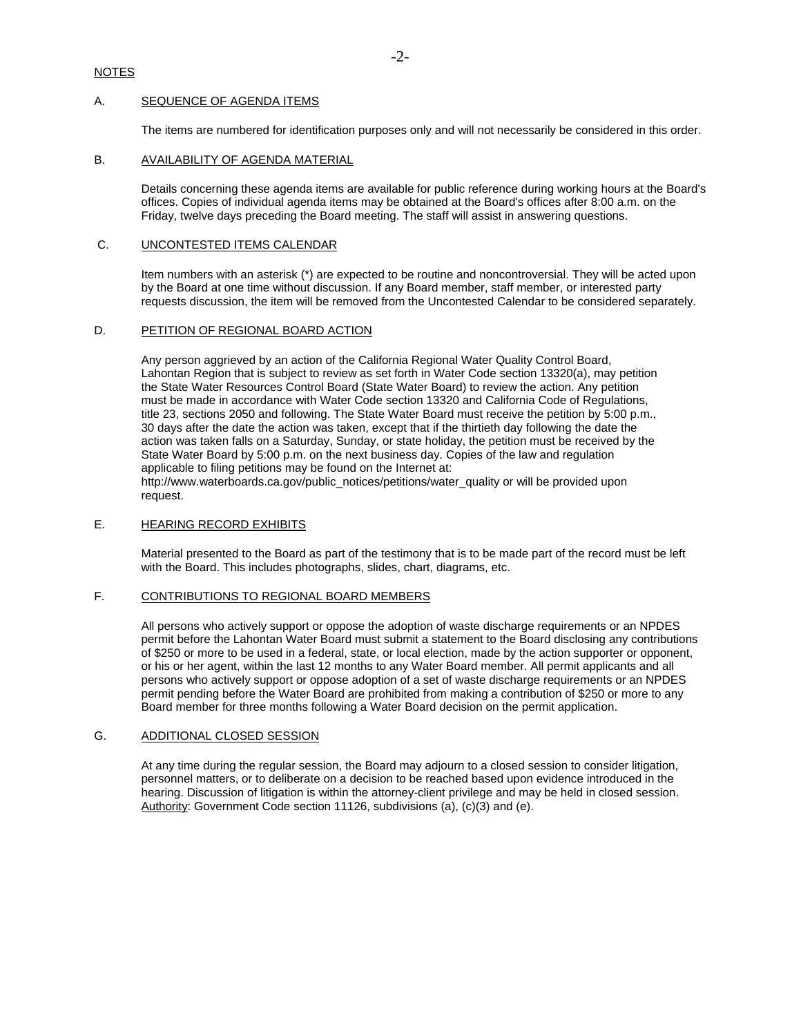NOTES

A. SEQUENCE OF AGENDA ITEMS

The items are numbered for identification purposes only and will not necessarily be considered in this order.

B. AVAILABILITY OF AGENDA MATERIAL

Details concerning these agenda items are available for public reference during working hours at the Board's offices. Copies of individual agenda items may be obtained at the Board's offices after 8:00 a.m. on the Friday, twelve days preceding the Board meeting. The staff will assist in answering questions.

C. UNCONTESTED ITEMS CALENDAR

Item numbers with an asterisk (*) are expected to be routine and noncontroversial. They will be acted upon by the Board at one time without discussion. If any Board member, staff member, or interested party requests discussion, the item will be removed from the Uncontested Calendar to be considered separately.

D. PETITION OF REGIONAL BOARD ACTION

Any person aggrieved by an action of the California Regional Water Quality Control Board, Lahontan Region that is subject to review as set forth in Water Code section 13320(a), may petition the State Water Resources Control Board (State Water Board) to review the action. Any petition must be made in accordance with Water Code section 13320 and California Code of Regulations, title 23, sections 2050 and following. The State Water Board must receive the petition by 5:00 p.m., 30 days after the date the action was taken, except that if the thirtieth day following the date the action was taken falls on a Saturday, Sunday, or state holiday, the petition must be received by the State Water Board by 5:00 p.m. on the next business day. Copies of the law and regulation applicable to filing petitions may be found on the Internet at: http://www.waterboards.ca.gov/public_notices/petitions/water_quality or will be provided upon request.

E. HEARING RECORD EXHIBITS

Material presented to the Board as part of the testimony that is to be made part of the record must be left with the Board. This includes photographs, slides, chart, diagrams, etc.

F. CONTRIBUTIONS TO REGIONAL BOARD MEMBERS

All persons who actively support or oppose the adoption of waste discharge requirements or an NPDES permit before the Lahontan Water Board must submit a statement to the Board disclosing any contributions of $250 or more to be used in a federal, state, or local election, made by the action supporter or opponent, or his or her agent, within the last 12 months to any Water Board member. All permit applicants and all persons who actively support or oppose adoption of a set of waste discharge requirements or an NPDES permit pending before the Water Board are prohibited from making a contribution of $250 or more to any Board member for three months following a Water Board decision on the permit application.

G. ADDITIONAL CLOSED SESSION

At any time during the regular session, the Board may adjourn to a closed session to consider litigation, personnel matters, or to deliberate on a decision to be reached based upon evidence introduced in the hearing. Discussion of litigation is within the attorney-client privilege and may be held in closed session. Authority: Government Code section 11126, subdivisions (a), (c)(3) and (e).